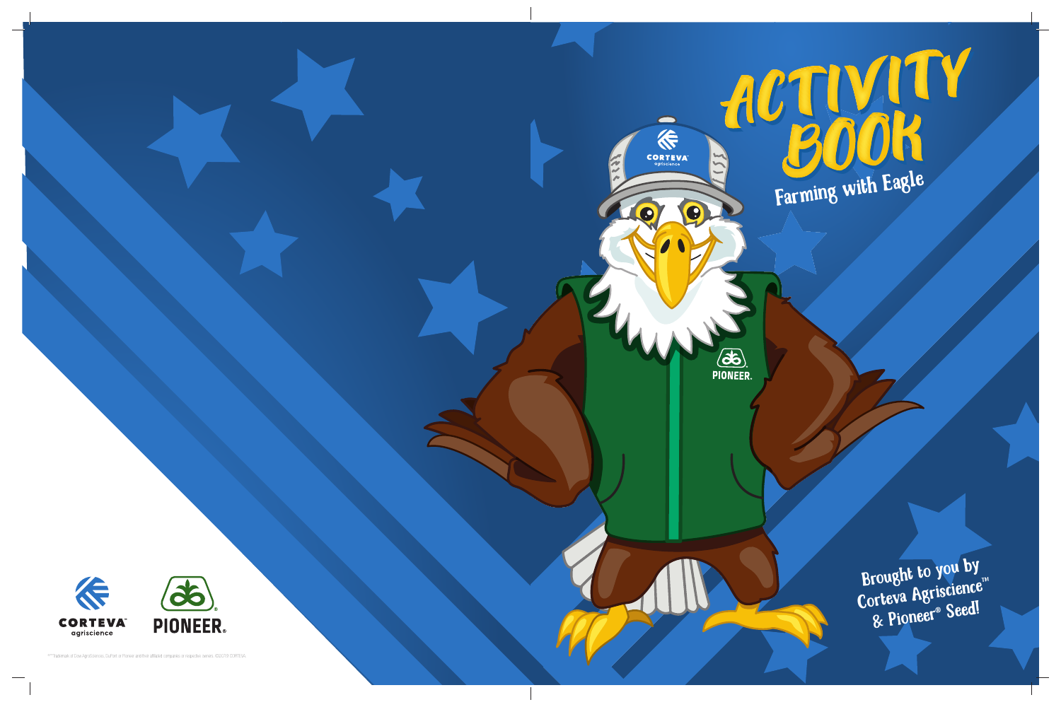# ACTIVITY BOOK

## Farming with Eagle

Brought to you by Corteva Agriscience™ & Pioneer® Seed!

CORTEVA™ agriscience

PIONEER®

®™Trademarks of Dow AgroSciences, DuPont or Pioneer and their affiliated companies or respective owners. ©2019 CORTEVA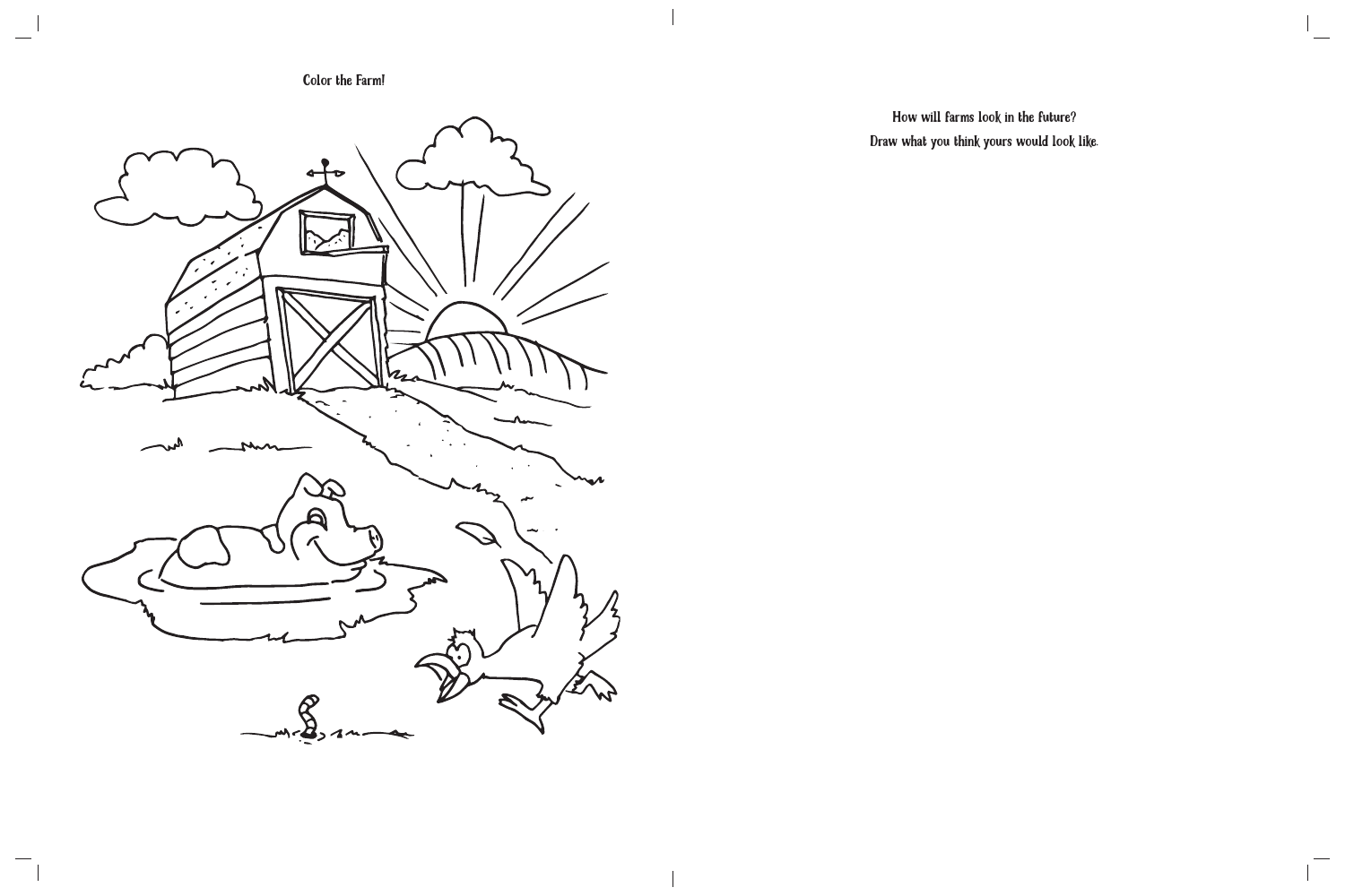Color the Farm!

How will farms look in the future?

Draw what you think yours would look like.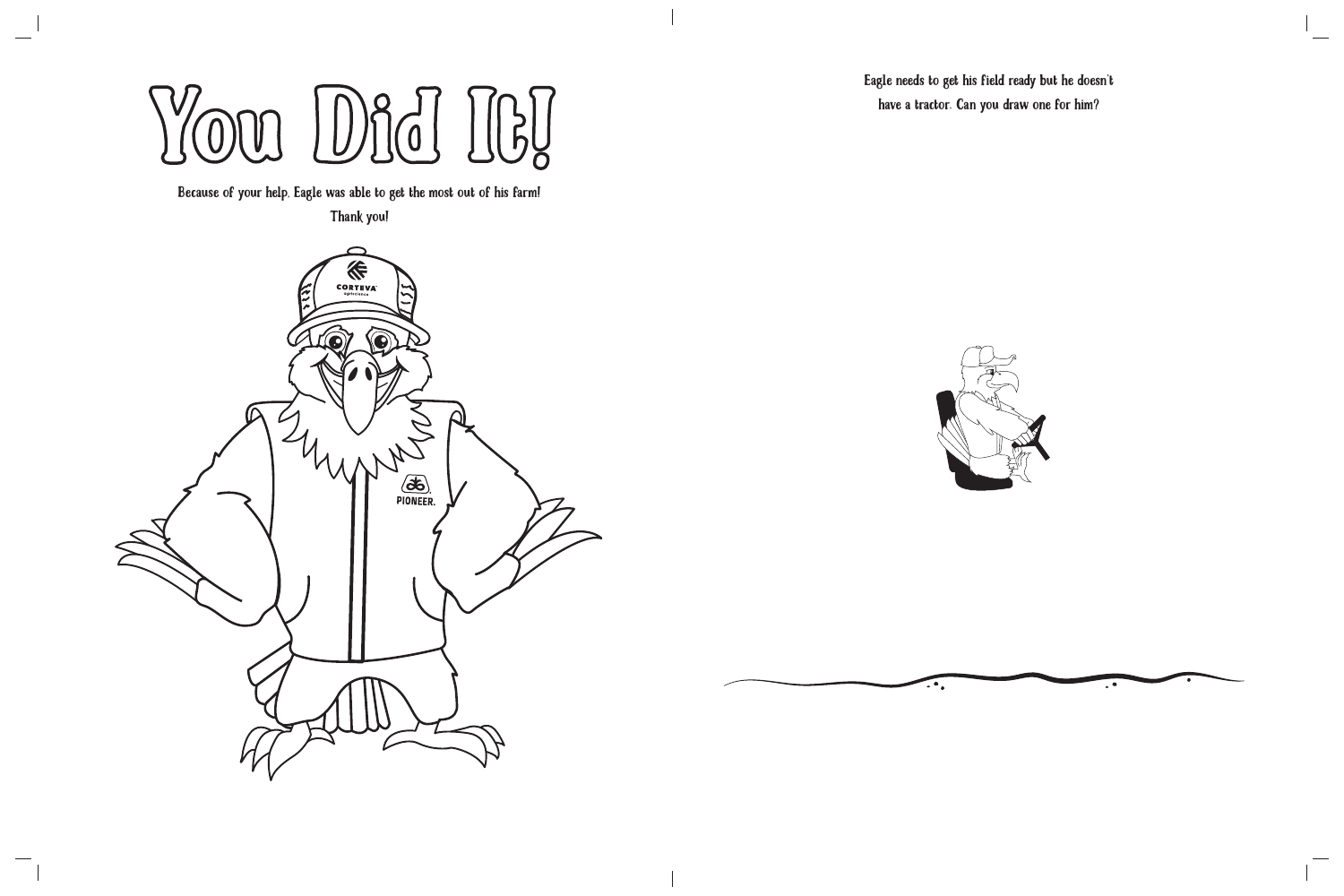# You Did It!

Because of your help, Eagle was able to get the most out of his farm! Thank you!

Eagle needs to get his field ready but he doesn't have a tractor. Can you draw one for him?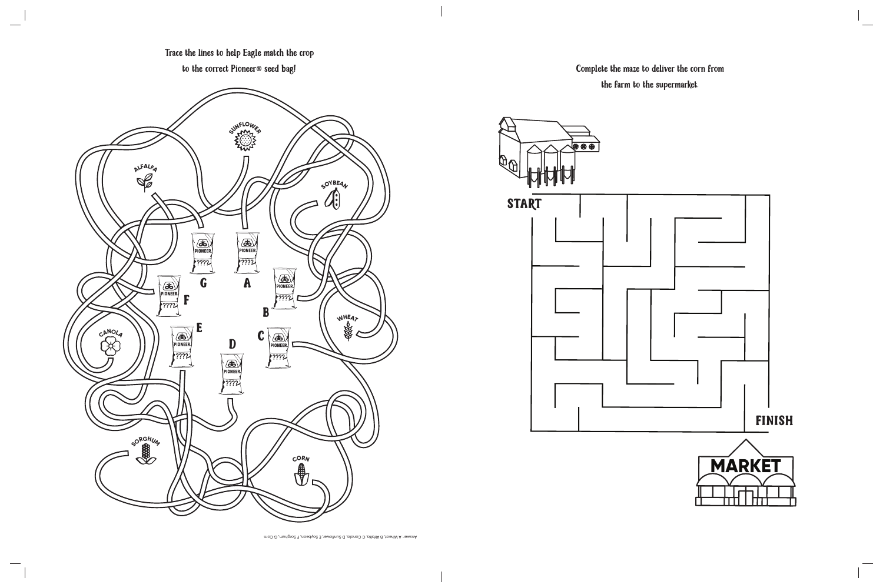Trace the lines to help Eagle match the crop to the correct Pioneer® seed bag!

SUNFLOWER

ALFALFA

SOYBEAN

WHEAT

CANOLA

SORGHUM

CORN

A B C D E F G

Answer: A Wheat, B Alfalfa, C Canola, D Sunflower, E Soybean, F Sorghum, G Corn

Complete the maze to deliver the corn from the farm to the supermarket.

START

FINISH

MARKET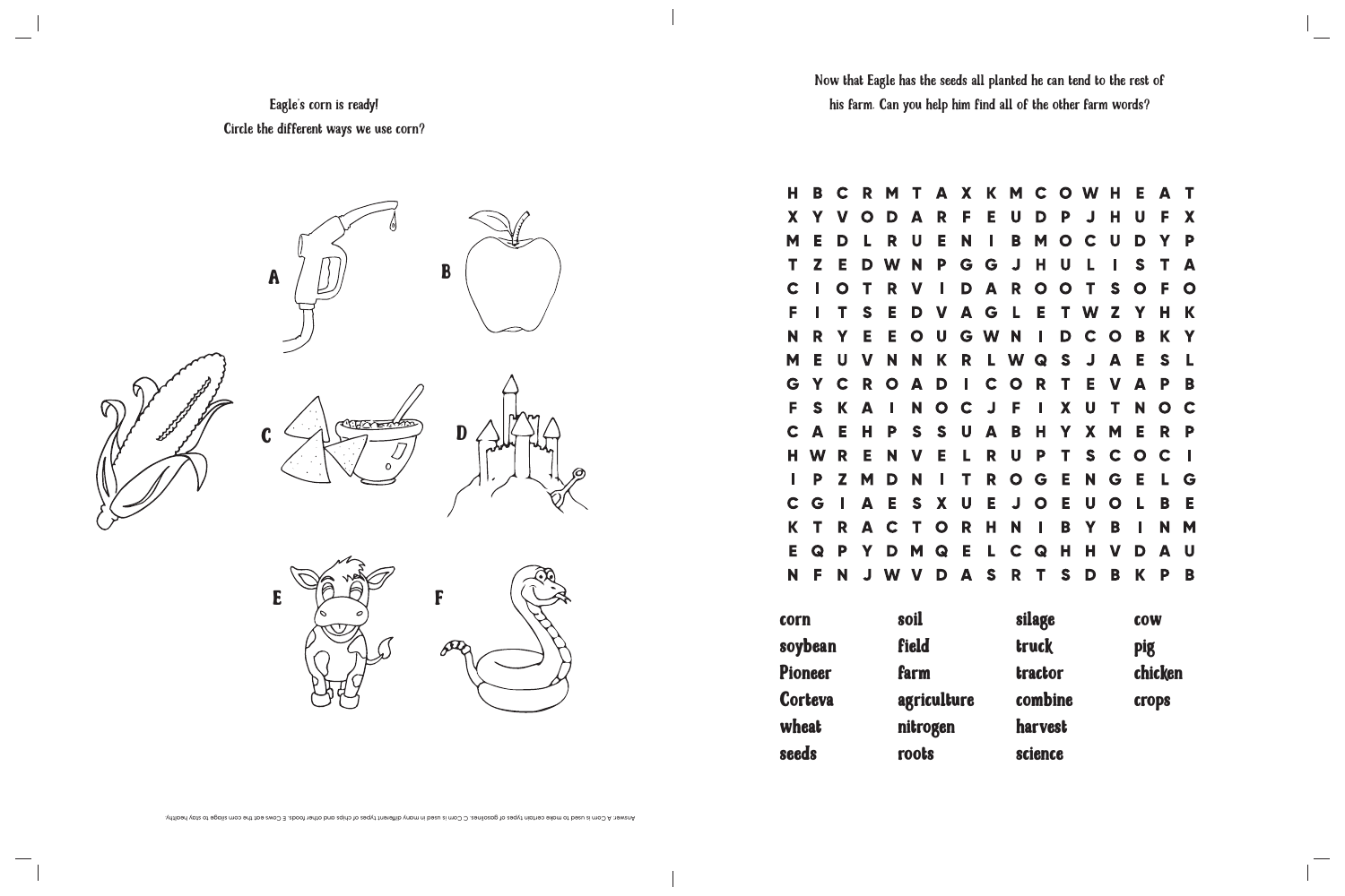Eagle's corn is ready!

Circle the different ways we use corn?

A

B

C

D

E

F

Answer: A Corn is used to make certain types of gasolines. C Corn is used in many different types of chips and other foods. E Cows eat the corn silage to stay healthy.

Now that Eagle has the seeds all planted he can tend to the rest of his farm. Can you help him find all of the other farm words?

```
H B C R M T A X K M C O W H E A T
X Y V O D A R F E U D P J H U F X
M E D L R U E N I B M O C U D Y P
T Z E D W N P G G J H U L I S T A
C I O T R V I D A R O O T S O F O
F I T S E D V A G L E T W Z Y H K
N R Y E E O U G W N I D C O B K Y
M E U V N N K R L W Q S J A E S L
G Y C R O A D I C O R T E V A P B
F S K A I N O C J F I X U T N O C
C A E H P S S U A B H Y X M E R P
H W R E N V E L R U P T S C O C I
I P Z M D N I T R O G E N G E L G
C G I A E S X U E J O E U O L B E
K T R A C T O R H N I B Y B I N M
E Q P Y D M Q E L C Q H H V D A U
N F N J W V D A S R T S D B K P B
```

| | | | |
|---|---|---|---|
| corn | soil | silage | cow |
| soybean | field | truck | pig |
| Pioneer | farm | tractor | chicken |
| Corteva | agriculture | combine | crops |
| wheat | nitrogen | harvest | |
| seeds | roots | science | |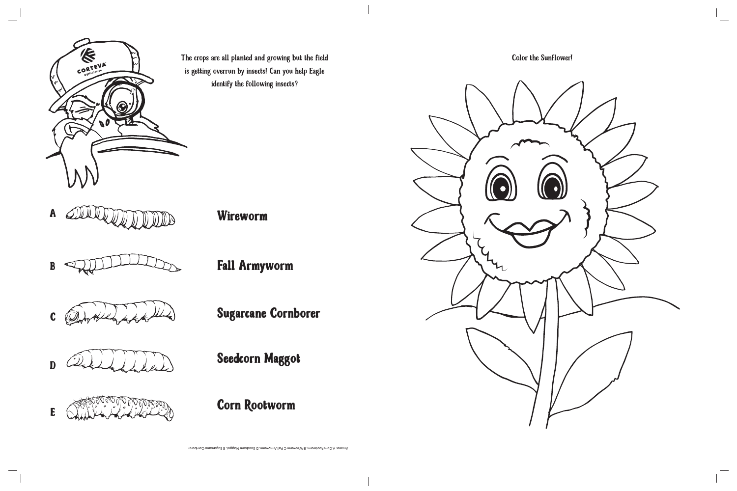The crops are all planted and growing but the field is getting overrun by insects! Can you help Eagle identify the following insects?

A

B

C

D

E

**Wireworm**

**Fall Armyworm**

**Sugarcane Cornborer**

**Seedcorn Maggot**

**Corn Rootworm**

Answer: A Corn Rootworm, B Wireworm C Fall Armyworm, D Seedcorn Maggot, E Sugarcane Cornborer

Color the Sunflower!